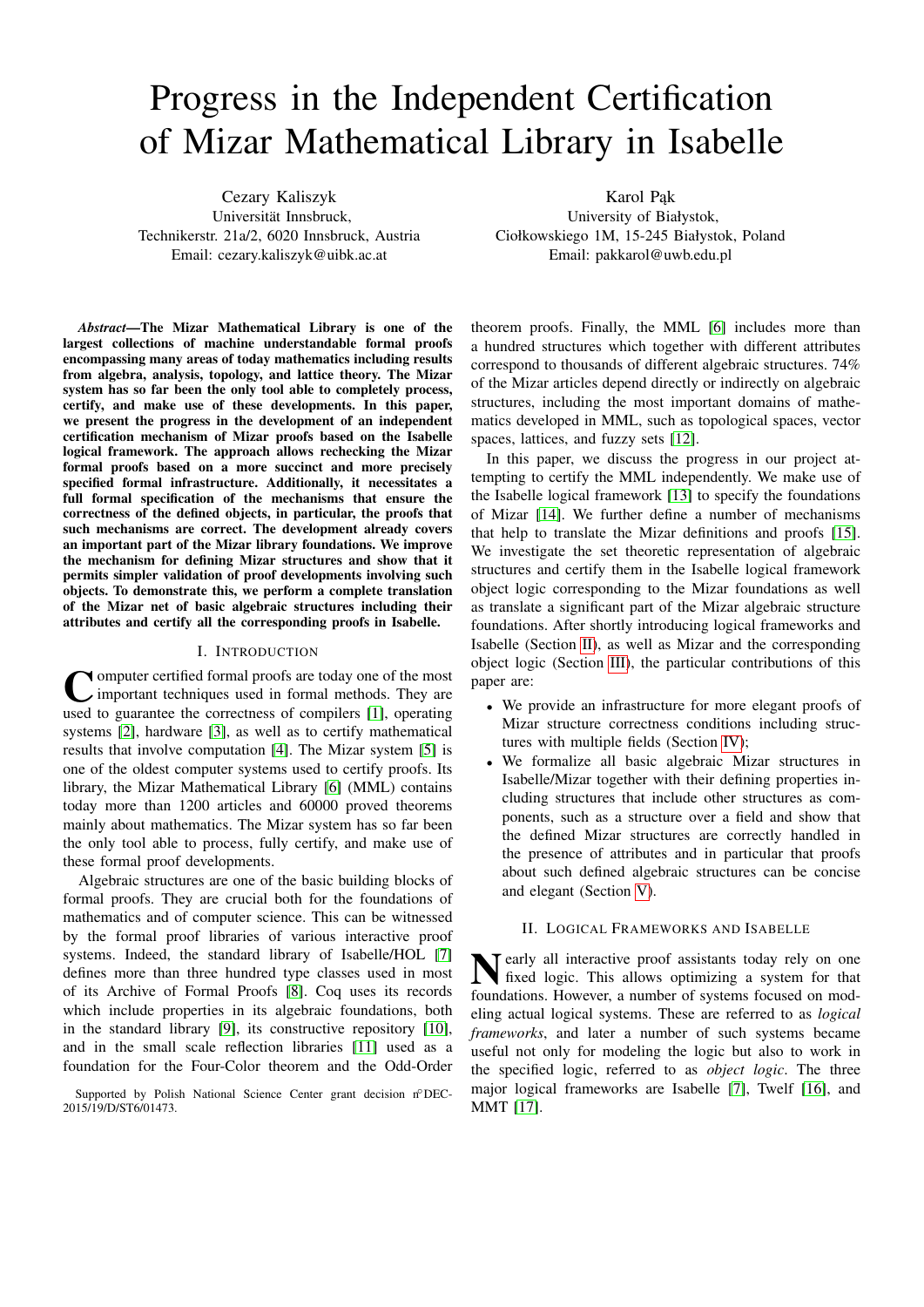# Progress in the Independent Certification of Mizar Mathematical Library in Isabelle

Cezary Kaliszyk
Universität Innsbruck,
Technikerstr. 21a/2, 6020 Innsbruck, Austria
Email: cezary.kaliszyk@uibk.ac.at

Karol Pąk
University of Białystok,
Ciołkowskiego 1M, 15-245 Białystok, Poland
Email: pakkarol@uwb.edu.pl

***Abstract*—The Mizar Mathematical Library is one of the largest collections of machine understandable formal proofs encompassing many areas of today mathematics including results from algebra, analysis, topology, and lattice theory. The Mizar system has so far been the only tool able to completely process, certify, and make use of these developments. In this paper, we present the progress in the development of an independent certification mechanism of Mizar proofs based on the Isabelle logical framework. The approach allows rechecking the Mizar formal proofs based on a more succinct and more precisely specified formal infrastructure. Additionally, it necessitates a full formal specification of the mechanisms that ensure the correctness of the defined objects, in particular, the proofs that such mechanisms are correct. The development already covers an important part of the Mizar library foundations. We improve the mechanism for defining Mizar structures and show that it permits simpler validation of proof developments involving such objects. To demonstrate this, we perform a complete translation of the Mizar net of basic algebraic structures including their attributes and certify all the corresponding proofs in Isabelle.**

## I. Introduction

Computer certified formal proofs are today one of the most important techniques used in formal methods. They are used to guarantee the correctness of compilers [1], operating systems [2], hardware [3], as well as to certify mathematical results that involve computation [4]. The Mizar system [5] is one of the oldest computer systems used to certify proofs. Its library, the Mizar Mathematical Library [6] (MML) contains today more than 1200 articles and 60000 proved theorems mainly about mathematics. The Mizar system has so far been the only tool able to process, fully certify, and make use of these formal proof developments.

Algebraic structures are one of the basic building blocks of formal proofs. They are crucial both for the foundations of mathematics and of computer science. This can be witnessed by the formal proof libraries of various interactive proof systems. Indeed, the standard library of Isabelle/HOL [7] defines more than three hundred type classes used in most of its Archive of Formal Proofs [8]. Coq uses its records which include properties in its algebraic foundations, both in the standard library [9], its constructive repository [10], and in the small scale reflection libraries [11] used as a foundation for the Four-Color theorem and the Odd-Order theorem proofs. Finally, the MML [6] includes more than a hundred structures which together with different attributes correspond to thousands of different algebraic structures. 74% of the Mizar articles depend directly or indirectly on algebraic structures, including the most important domains of mathematics developed in MML, such as topological spaces, vector spaces, lattices, and fuzzy sets [12].

In this paper, we discuss the progress in our project attempting to certify the MML independently. We make use of the Isabelle logical framework [13] to specify the foundations of Mizar [14]. We further define a number of mechanisms that help to translate the Mizar definitions and proofs [15]. We investigate the set theoretic representation of algebraic structures and certify them in the Isabelle logical framework object logic corresponding to the Mizar foundations as well as translate a significant part of the Mizar algebraic structure foundations. After shortly introducing logical frameworks and Isabelle (Section II), as well as Mizar and the corresponding object logic (Section III), the particular contributions of this paper are:

- We provide an infrastructure for more elegant proofs of Mizar structure correctness conditions including structures with multiple fields (Section IV);
- We formalize all basic algebraic Mizar structures in Isabelle/Mizar together with their defining properties including structures that include other structures as components, such as a structure over a field and show that the defined Mizar structures are correctly handled in the presence of attributes and in particular that proofs about such defined algebraic structures can be concise and elegant (Section V).

## II. Logical Frameworks and Isabelle

Nearly all interactive proof assistants today rely on one fixed logic. This allows optimizing a system for that foundations. However, a number of systems focused on modeling actual logical systems. These are referred to as *logical frameworks*, and later a number of such systems became useful not only for modeling the logic but also to work in the specified logic, referred to as *object logic*. The three major logical frameworks are Isabelle [7], Twelf [16], and MMT [17].

Supported by Polish National Science Center grant decision n°DEC-2015/19/D/ST6/01473.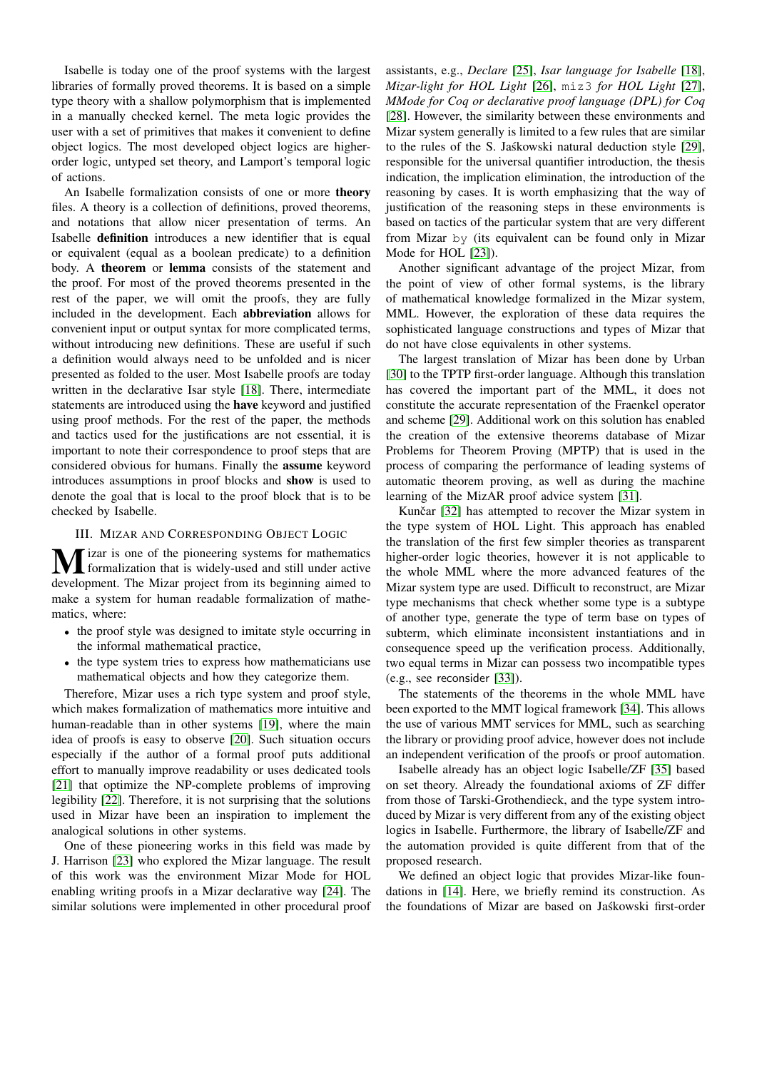Isabelle is today one of the proof systems with the largest libraries of formally proved theorems. It is based on a simple type theory with a shallow polymorphism that is implemented in a manually checked kernel. The meta logic provides the user with a set of primitives that makes it convenient to define object logics. The most developed object logics are higher-order logic, untyped set theory, and Lamport's temporal logic of actions.

An Isabelle formalization consists of one or more **theory** files. A theory is a collection of definitions, proved theorems, and notations that allow nicer presentation of terms. An Isabelle **definition** introduces a new identifier that is equal or equivalent (equal as a boolean predicate) to a definition body. A **theorem** or **lemma** consists of the statement and the proof. For most of the proved theorems presented in the rest of the paper, we will omit the proofs, they are fully included in the development. Each **abbreviation** allows for convenient input or output syntax for more complicated terms, without introducing new definitions. These are useful if such a definition would always need to be unfolded and is nicer presented as folded to the user. Most Isabelle proofs are today written in the declarative Isar style [18]. There, intermediate statements are introduced using the **have** keyword and justified using proof methods. For the rest of the paper, the methods and tactics used for the justifications are not essential, it is important to note their correspondence to proof steps that are considered obvious for humans. Finally the **assume** keyword introduces assumptions in proof blocks and **show** is used to denote the goal that is local to the proof block that is to be checked by Isabelle.

## III. Mizar and Corresponding Object Logic

Mizar is one of the pioneering systems for mathematics formalization that is widely-used and still under active development. The Mizar project from its beginning aimed to make a system for human readable formalization of mathematics, where:

- the proof style was designed to imitate style occurring in the informal mathematical practice,
- the type system tries to express how mathematicians use mathematical objects and how they categorize them.

Therefore, Mizar uses a rich type system and proof style, which makes formalization of mathematics more intuitive and human-readable than in other systems [19], where the main idea of proofs is easy to observe [20]. Such situation occurs especially if the author of a formal proof puts additional effort to manually improve readability or uses dedicated tools [21] that optimize the NP-complete problems of improving legibility [22]. Therefore, it is not surprising that the solutions used in Mizar have been an inspiration to implement the analogical solutions in other systems.

One of these pioneering works in this field was made by J. Harrison [23] who explored the Mizar language. The result of this work was the environment Mizar Mode for HOL enabling writing proofs in a Mizar declarative way [24]. The similar solutions were implemented in other procedural proof assistants, e.g., *Declare* [25], *Isar language for Isabelle* [18], *Mizar-light for HOL Light* [26], `miz3` *for HOL Light* [27], *MMode for Coq or declarative proof language (DPL) for Coq* [28]. However, the similarity between these environments and Mizar system generally is limited to a few rules that are similar to the rules of the S. Jaśkowski natural deduction style [29], responsible for the universal quantifier introduction, the thesis indication, the implication elimination, the introduction of the reasoning by cases. It is worth emphasizing that the way of justification of the reasoning steps in these environments is based on tactics of the particular system that are very different from Mizar `by` (its equivalent can be found only in Mizar Mode for HOL [23]).

Another significant advantage of the project Mizar, from the point of view of other formal systems, is the library of mathematical knowledge formalized in the Mizar system, MML. However, the exploration of these data requires the sophisticated language constructions and types of Mizar that do not have close equivalents in other systems.

The largest translation of Mizar has been done by Urban [30] to the TPTP first-order language. Although this translation has covered the important part of the MML, it does not constitute the accurate representation of the Fraenkel operator and scheme [29]. Additional work on this solution has enabled the creation of the extensive theorems database of Mizar Problems for Theorem Proving (MPTP) that is used in the process of comparing the performance of leading systems of automatic theorem proving, as well as during the machine learning of the MizAR proof advice system [31].

Kunčar [32] has attempted to recover the Mizar system in the type system of HOL Light. This approach has enabled the translation of the first few simpler theories as transparent higher-order logic theories, however it is not applicable to the whole MML where the more advanced features of the Mizar system type are used. Difficult to reconstruct, are Mizar type mechanisms that check whether some type is a subtype of another type, generate the type of term base on types of subterm, which eliminate inconsistent instantiations and in consequence speed up the verification process. Additionally, two equal terms in Mizar can possess two incompatible types (e.g., see reconsider [33]).

The statements of the theorems in the whole MML have been exported to the MMT logical framework [34]. This allows the use of various MMT services for MML, such as searching the library or providing proof advice, however does not include an independent verification of the proofs or proof automation.

Isabelle already has an object logic Isabelle/ZF [35] based on set theory. Already the foundational axioms of ZF differ from those of Tarski-Grothendieck, and the type system introduced by Mizar is very different from any of the existing object logics in Isabelle. Furthermore, the library of Isabelle/ZF and the automation provided is quite different from that of the proposed research.

We defined an object logic that provides Mizar-like foundations in [14]. Here, we briefly remind its construction. As the foundations of Mizar are based on Jaśkowski first-order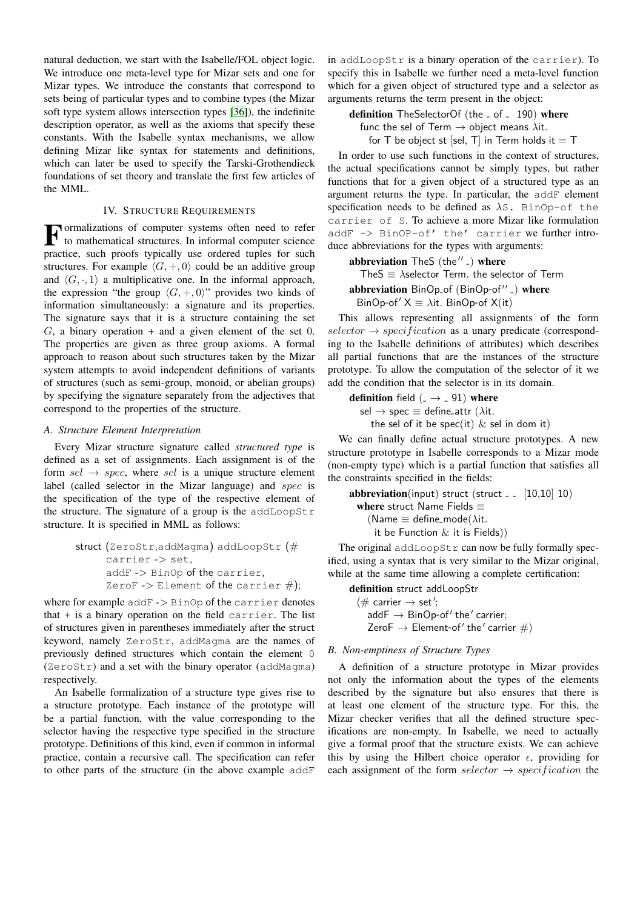natural deduction, we start with the Isabelle/FOL object logic. We introduce one meta-level type for Mizar sets and one for Mizar types. We introduce the constants that correspond to sets being of particular types and to combine types (the Mizar soft type system allows intersection types [36]), the indefinite description operator, as well as the axioms that specify these constants. With the Isabelle syntax mechanisms, we allow defining Mizar like syntax for statements and definitions, which can later be used to specify the Tarski-Grothendieck foundations of set theory and translate the first few articles of the MML.

## IV. Structure Requirements

Formalizations of computer systems often need to refer to mathematical structures. In informal computer science practice, such proofs typically use ordered tuples for such structures. For example $\langle G, +, 0\rangle$ could be an additive group and $\langle G, \cdot, 1\rangle$ a multiplicative one. In the informal approach, the expression "the group $\langle G, +, 0\rangle$" provides two kinds of information simultaneously: a signature and its properties. The signature says that it is a structure containing the set $G$, a binary operation + and a given element of the set 0. The properties are given as three group axioms. A formal approach to reason about such structures taken by the Mizar system attempts to avoid independent definitions of variants of structures (such as semi-group, monoid, or abelian groups) by specifying the signature separately from the adjectives that correspond to the properties of the structure.

### A. Structure Element Interpretation

Every Mizar structure signature called *structured type* is defined as a set of assignments. Each assignment is of the form $sel \rightarrow spec$, where $sel$ is a unique structure element label (called selector in the Mizar language) and $spec$ is the specification of the type of the respective element of the structure. The signature of a group is the `addLoopStr` structure. It is specified in MML as follows:

```
struct (ZeroStr,addMagma) addLoopStr (#
    carrier -> set,
    addF -> BinOp of the carrier,
    ZeroF -> Element of the carrier #);
```

where for example `addF -> BinOp of the carrier` denotes that + is a binary operation on the field `carrier`. The list of structures given in parentheses immediately after the struct keyword, namely `ZeroStr`, `addMagma` are the names of previously defined structures which contain the element 0 (`ZeroStr`) and a set with the binary operator (`addMagma`) respectively.

An Isabelle formalization of a structure type gives rise to a structure prototype. Each instance of the prototype will be a partial function, with the value corresponding to the selector having the respective type specified in the structure prototype. Definitions of this kind, even if common in informal practice, contain a recursive call. The specification can refer to other parts of the structure (in the above example `addF` in `addLoopStr` is a binary operation of the `carrier`). To specify this in Isabelle we further need a meta-level function which for a given object of structured type and a selector as arguments returns the term present in the object:

```
definition TheSelectorOf (the _ of _ 190) where
  func the sel of Term → object means λit.
    for T be object st [sel, T] in Term holds it = T
```

In order to use such functions in the context of structures, the actual specifications cannot be simply types, but rather functions that for a given object of a structured type as an argument returns the type. In particular, the `addF` element specification needs to be defined as `λS. BinOp-of the carrier of S`. To achieve a more Mizar like formulation `addF -> BinOP-of' the' carrier` we further introduce abbreviations for the types with arguments:

```
abbreviation TheS (the'' _) where
  TheS ≡ λselector Term. the selector of Term
abbreviation BinOp_of (BinOp-of'' _) where
  BinOp-of' X ≡ λit. BinOp-of X(it)
```

This allows representing all assignments of the form $selector \rightarrow specification$ as a unary predicate (corresponding to the Isabelle definitions of attributes) which describes all partial functions that are the instances of the structure prototype. To allow the computation of the selector of it we add the condition that the selector is in its domain.

```
definition field (_ → _ 91) where
  sel → spec ≡ define_attr (λit.
    the sel of it be spec(it) & sel in dom it)
```

We can finally define actual structure prototypes. A new structure prototype in Isabelle corresponds to a Mizar mode (non-empty type) which is a partial function that satisfies all the constraints specified in the fields:

```
abbreviation(input) struct (struct _ _ [10,10] 10)
  where struct Name Fields ≡
    (Name ≡ define_mode(λit.
      it be Function & it is Fields))
```

The original `addLoopStr` can now be fully formally specified, using a syntax that is very similar to the Mizar original, while at the same time allowing a complete certification:

```
definition struct addLoopStr
  (# carrier → set';
    addF → BinOp-of' the' carrier;
    ZeroF → Element-of' the' carrier #)
```

### B. Non-emptiness of Structure Types

A definition of a structure prototype in Mizar provides not only the information about the types of the elements described by the signature but also ensures that there is at least one element of the structure type. For this, the Mizar checker verifies that all the defined structure specifications are non-empty. In Isabelle, we need to actually give a formal proof that the structure exists. We can achieve this by using the Hilbert choice operator $\epsilon$, providing for each assignment of the form $selector \rightarrow specification$ the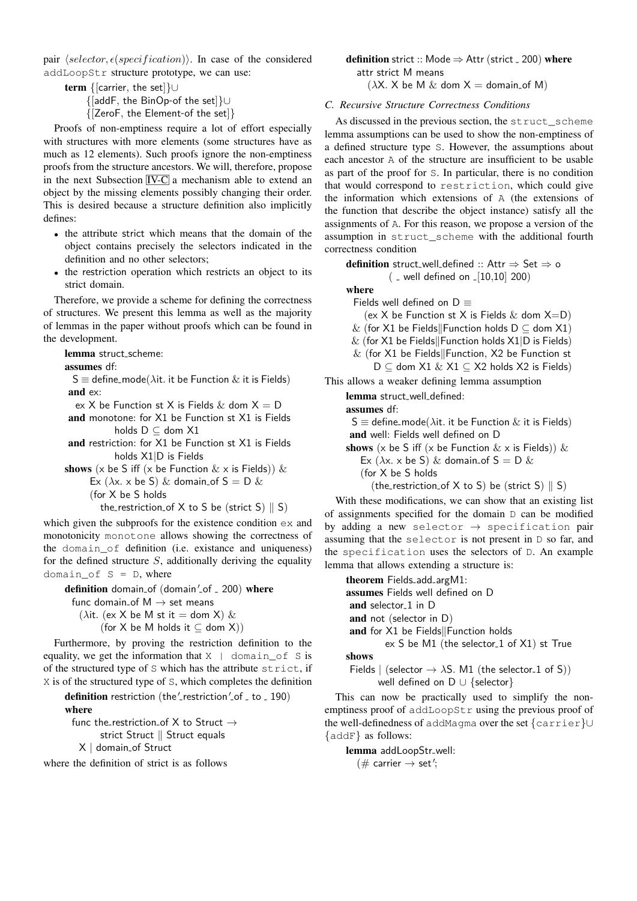pair $\langle selector, \epsilon(specification)\rangle$. In case of the considered `addLoopStr` structure prototype, we can use:

```
term {[carrier, the set]}∪
     {[addF, the BinOp-of the set]}∪
     {[ZeroF, the Element-of the set]}
```

Proofs of non-emptiness require a lot of effort especially with structures with more elements (some structures have as much as 12 elements). Such proofs ignore the non-emptiness proofs from the structure ancestors. We will, therefore, propose in the next Subsection IV-C a mechanism able to extend an object by the missing elements possibly changing their order. This is desired because a structure definition also implicitly defines:

- the attribute strict which means that the domain of the object contains precisely the selectors indicated in the definition and no other selectors;
- the restriction operation which restricts an object to its strict domain.

Therefore, we provide a scheme for defining the correctness of structures. We present this lemma as well as the majority of lemmas in the paper without proofs which can be found in the development.

```
lemma struct_scheme:
assumes df:
  S ≡ define_mode(λit. it be Function & it is Fields)
 and ex:
  ex X be Function st X is Fields & dom X = D
 and monotone: for X1 be Function st X1 is Fields
        holds D ⊆ dom X1
 and restriction: for X1 be Function st X1 is Fields
        holds X1|D is Fields
shows (x be S iff (x be Function & x is Fields)) &
      Ex (λx. x be S) & domain_of S = D &
      (for X be S holds
        the_restriction_of X to S be (strict S) ∥ S)
```

which given the subproofs for the existence condition `ex` and monotonicity `monotone` allows showing the correctness of the `domain_of` definition (i.e. existance and uniqueness) for the defined structure $S$, additionally deriving the equality `domain_of S = D`, where

```
definition domain_of (domain'_of _ 200) where
  func domain_of M → set means
    (λit. (ex X be M st it = dom X) &
          (for X be M holds it ⊆ dom X))
```

Furthermore, by proving the restriction definition to the equality, we get the information that `X | domain_of S` is of the structured type of `S` which has the attribute `strict`, if `X` is of the structured type of `S`, which completes the definition

```
definition restriction (the'_restriction'_of _ to _ 190)
where
  func the_restriction_of X to Struct →
        strict Struct ∥ Struct equals
    X | domain_of Struct
```

where the definition of strict is as follows

```
definition strict :: Mode ⇒ Attr (strict _ 200) where
  attr strict M means
    (λX. X be M & dom X = domain_of M)
```

### C. Recursive Structure Correctness Conditions

As discussed in the previous section, the `struct_scheme` lemma assumptions can be used to show the non-emptiness of a defined structure type `S`. However, the assumptions about each ancestor `A` of the structure are insufficient to be usable as part of the proof for `S`. In particular, there is no condition that would correspond to `restriction`, which could give the information which extensions of `A` (the extensions of the function that describe the object instance) satisfy all the assignments of `A`. For this reason, we propose a version of the assumption in `struct_scheme` with the additional fourth correctness condition

```
definition struct_well_defined :: Attr ⇒ Set ⇒ o
          ( _ well defined on _[10,10] 200)
where
  Fields well defined on D ≡
     (ex X be Function st X is Fields & dom X=D)
   & (for X1 be Fields||Function holds D ⊆ dom X1)
   & (for X1 be Fields||Function holds X1|D is Fields)
   & (for X1 be Fields||Function, X2 be Function st
        D ⊆ dom X1 & X1 ⊆ X2 holds X2 is Fields)
```

This allows a weaker defining lemma assumption

```
lemma struct_well_defined:
assumes df:
  S ≡ define_mode(λit. it be Function & it is Fields)
 and well: Fields well defined on D
shows (x be S iff (x be Function & x is Fields)) &
   Ex (λx. x be S) & domain_of S = D &
   (for X be S holds
     (the_restriction_of X to S) be (strict S) ∥ S)
```

With these modifications, we can show that an existing list of assignments specified for the domain `D` can be modified by adding a new `selector → specification` pair assuming that the `selector` is not present in `D` so far, and the `specification` uses the selectors of `D`. An example lemma that allows extending a structure is:

```
theorem Fields_add_argM1:
assumes Fields well defined on D
 and selector_1 in D
 and not (selector in D)
 and for X1 be Fields||Function holds
        ex S be M1 (the selector_1 of X1) st True
shows
 Fields | (selector → λS. M1 (the selector_1 of S))
        well defined on D ∪ {selector}
```

This can now be practically used to simplify the non-emptiness proof of `addLoopStr` using the previous proof of the well-definedness of `addMagma` over the set $\{$`carrier`$\}\cup\{$`addF`$\}$ as follows:

```
lemma addLoopStr_well:
  (# carrier → set';
```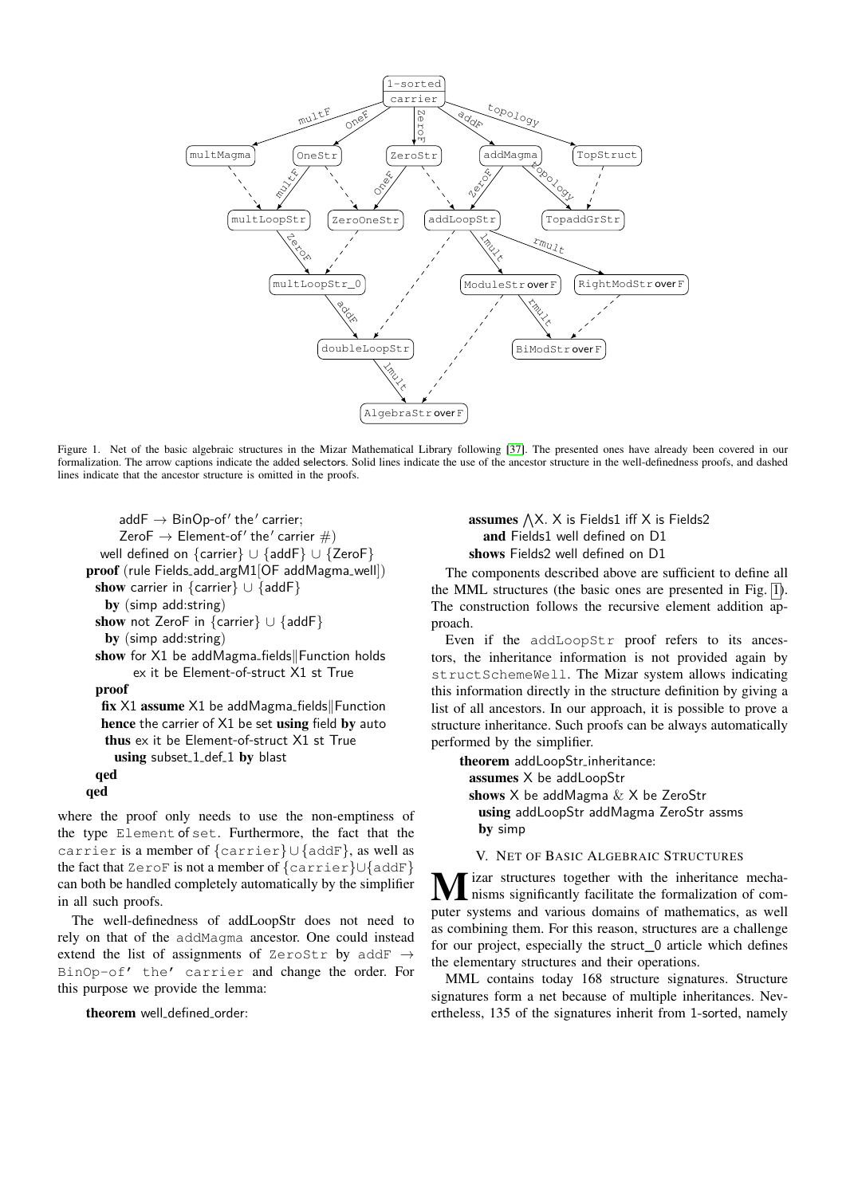Figure 1. Net of the basic algebraic structures in the Mizar Mathematical Library following [37]. The presented ones have already been covered in our formalization. The arrow captions indicate the added selectors. Solid lines indicate the use of the ancestor structure in the well-definedness proofs, and dashed lines indicate that the ancestor structure is omitted in the proofs.

```
    addF → BinOp-of' the' carrier;
    ZeroF → Element-of' the' carrier #)
  well defined on {carrier} ∪ {addF} ∪ {ZeroF}
proof (rule Fields_add_argM1[OF addMagma_well])
  show carrier in {carrier} ∪ {addF}
    by (simp add:string)
  show not ZeroF in {carrier} ∪ {addF}
    by (simp add:string)
  show for X1 be addMagma_fields||Function holds
        ex it be Element-of-struct X1 st True
  proof
    fix X1 assume X1 be addMagma_fields||Function
    hence the carrier of X1 be set using field by auto
    thus ex it be Element-of-struct X1 st True
      using subset_1_def_1 by blast
  qed
qed
```

where the proof only needs to use the non-emptiness of the type Element of set. Furthermore, the fact that the carrier is a member of {carrier}∪{addF}, as well as the fact that ZeroF is not a member of {carrier}∪{addF} can both be handled completely automatically by the simplifier in all such proofs.

The well-definedness of addLoopStr does not need to rely on that of the addMagma ancestor. One could instead extend the list of assignments of ZeroStr by addF → BinOp-of' the' carrier and change the order. For this purpose we provide the lemma:

```
theorem well_defined_order:
  assumes ⋀X. X is Fields1 iff X is Fields2
    and Fields1 well defined on D1
  shows Fields2 well defined on D1
```

The components described above are sufficient to define all the MML structures (the basic ones are presented in Fig. 1). The construction follows the recursive element addition approach.

Even if the addLoopStr proof refers to its ancestors, the inheritance information is not provided again by structSchemeWell. The Mizar system allows indicating this information directly in the structure definition by giving a list of all ancestors. In our approach, it is possible to prove a structure inheritance. Such proofs can be always automatically performed by the simplifier.

```
theorem addLoopStr_inheritance:
  assumes X be addLoopStr
  shows X be addMagma & X be ZeroStr
    using addLoopStr addMagma ZeroStr assms
    by simp
```

## V. Net of Basic Algebraic Structures

Mizar structures together with the inheritance mechanisms significantly facilitate the formalization of computer systems and various domains of mathematics, as well as combining them. For this reason, structures are a challenge for our project, especially the struct_0 article which defines the elementary structures and their operations.

MML contains today 168 structure signatures. Structure signatures form a net because of multiple inheritances. Nevertheless, 135 of the signatures inherit from 1-sorted, namely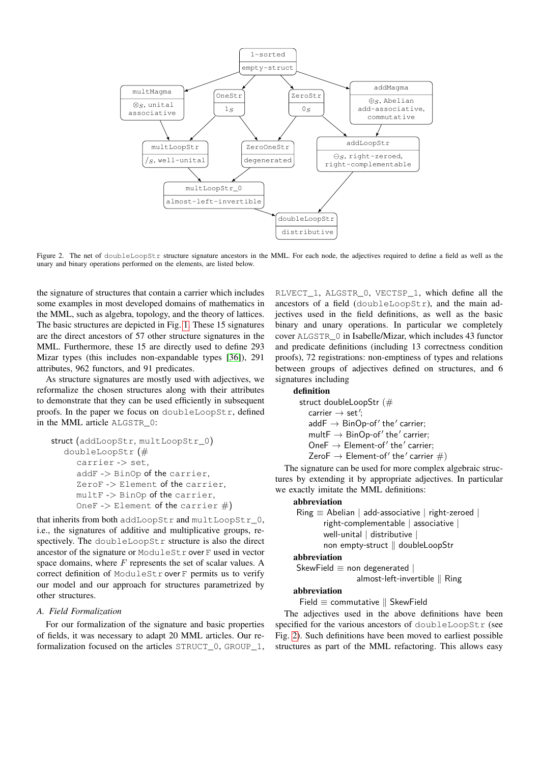Figure 2. The net of doubleLoopStr structure signature ancestors in the MML. For each node, the adjectives required to define a field as well as the unary and binary operations performed on the elements, are listed below.

the signature of structures that contain a carrier which includes some examples in most developed domains of mathematics in the MML, such as algebra, topology, and the theory of lattices. The basic structures are depicted in Fig. 1. These 15 signatures are the direct ancestors of 57 other structure signatures in the MML. Furthermore, these 15 are directly used to define 293 Mizar types (this includes non-expandable types [36]), 291 attributes, 962 functors, and 91 predicates.

As structure signatures are mostly used with adjectives, we reformalize the chosen structures along with their attributes to demonstrate that they can be used efficiently in subsequent proofs. In the paper we focus on doubleLoopStr, defined in the MML article ALGSTR_0:

```
struct (addLoopStr, multLoopStr_0)
  doubleLoopStr (#
    carrier -> set,
    addF -> BinOp of the carrier,
    ZeroF -> Element of the carrier,
    multF -> BinOp of the carrier,
    OneF -> Element of the carrier #)
```

that inherits from both addLoopStr and multLoopStr_0, i.e., the signatures of additive and multiplicative groups, respectively. The doubleLoopStr structure is also the direct ancestor of the signature or ModuleStr over F used in vector space domains, where $F$ represents the set of scalar values. A correct definition of ModuleStr over F permits us to verify our model and our approach for structures parametrized by other structures.

### A. Field Formalization

For our formalization of the signature and basic properties of fields, it was necessary to adapt 20 MML articles. Our reformalization focused on the articles STRUCT_0, GROUP_1, RLVECT_1, ALGSTR_0, VECTSP_1, which define all the ancestors of a field (doubleLoopStr), and the main adjectives used in the field definitions, as well as the basic binary and unary operations. In particular we completely cover ALGSTR_0 in Isabelle/Mizar, which includes 43 functor and predicate definitions (including 13 correctness condition proofs), 72 registrations: non-emptiness of types and relations between groups of adjectives defined on structures, and 6 signatures including

**definition**
struct doubleLoopStr (#
  carrier → set′;
  addF → BinOp-of′ the′ carrier;
  multF → BinOp-of′ the′ carrier;
  OneF → Element-of′ the′ carrier;
  ZeroF → Element-of′ the′ carrier #)

The signature can be used for more complex algebraic structures by extending it by appropriate adjectives. In particular we exactly imitate the MML definitions:

**abbreviation**
Ring ≡ Abelian | add-associative | right-zeroed |
  right-complementable | associative |
  well-unital | distributive |
  non empty-struct ‖ doubleLoopStr

**abbreviation**
SkewField ≡ non degenerated |
  almost-left-invertible ‖ Ring

**abbreviation**
Field ≡ commutative ‖ SkewField

The adjectives used in the above definitions have been specified for the various ancestors of doubleLoopStr (see Fig. 2). Such definitions have been moved to earliest possible structures as part of the MML refactoring. This allows easy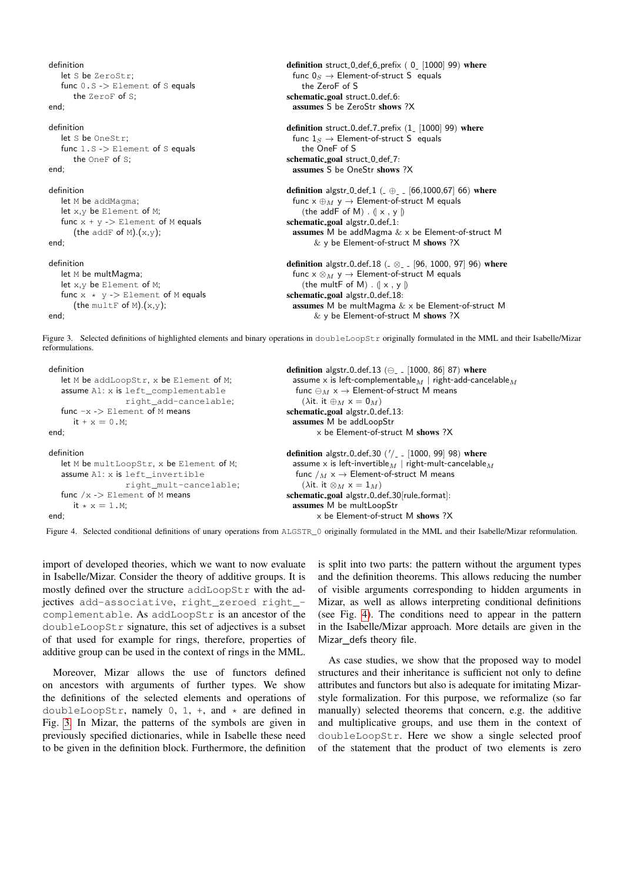```
definition
    let S be ZeroStr;
    func 0.S -> Element of S equals
        the ZeroF of S;
end;

definition
    let S be OneStr;
    func 1.S -> Element of S equals
        the OneF of S;
end;

definition
    let M be addMagma;
    let x,y be Element of M;
    func x + y -> Element of M equals
        (the addF of M).(x,y);
end;

definition
    let M be multMagma;
    let x,y be Element of M;
    func x * y -> Element of M equals
        (the multF of M).(x,y);
end;
```

```
definition struct_0_def_6_prefix ( 0_ [1000] 99) where
  func 0_S → Element-of-struct S  equals
    the ZeroF of S
schematic_goal struct_0_def_6:
  assumes S be ZeroStr shows ?X

definition struct_0_def_7_prefix (1_ [1000] 99) where
  func 1_S → Element-of-struct S  equals
    the OneF of S
schematic_goal struct_0_def_7:
  assumes S be OneStr shows ?X

definition algstr_0_def_1 (_ ⊕_ _ [66,1000,67] 66) where
  func x ⊕_M y → Element-of-struct M equals
    (the addF of M) . ⦇ x , y ⦈
schematic_goal algstr_0_def_1:
  assumes M be addMagma & x be Element-of-struct M
        & y be Element-of-struct M shows ?X

definition algstr_0_def_18 (_ ⊗_ _ [96, 1000, 97] 96) where
  func x ⊗_M y → Element-of-struct M equals
    (the multF of M) . ⦇ x , y ⦈
schematic_goal algstr_0_def_18:
  assumes M be multMagma & x be Element-of-struct M
        & y be Element-of-struct M shows ?X
```

Figure 3. Selected definitions of highlighted elements and binary operations in doubleLoopStr originally formulated in the MML and their Isabelle/Mizar reformulations.

```
definition
    let M be addLoopStr, x be Element of M;
    assume A1: x is left_complementable
                    right_add-cancelable;
    func -x -> Element of M means
        it + x = 0.M;
end;

definition
    let M be multLoopStr, x be Element of M;
    assume A1: x is left_invertible
                    right_mult-cancelable;
    func /x -> Element of M means
        it * x = 1.M;
end;
```

```
definition algstr_0_def_13 (⊖_ _ [1000, 86] 87) where
  assume x is left-complementable_M | right-add-cancelable_M
   func ⊖_M x → Element-of-struct M means
    (λit. it ⊕_M x = 0_M)
schematic_goal algstr_0_def_13:
  assumes M be addLoopStr
        x be Element-of-struct M shows ?X

definition algstr_0_def_30 ('/_ _ [1000, 99] 98) where
  assume x is left-invertible_M | right-mult-cancelable_M
   func /_M x → Element-of-struct M means
    (λit. it ⊗_M x = 1_M)
schematic_goal algstr_0_def_30[rule_format]:
  assumes M be multLoopStr
        x be Element-of-struct M shows ?X
```

Figure 4. Selected conditional definitions of unary operations from ALGSTR_0 originally formulated in the MML and their Isabelle/Mizar reformulation.

import of developed theories, which we want to now evaluate in Isabelle/Mizar. Consider the theory of additive groups. It is mostly defined over the structure addLoopStr with the adjectives add-associative, right_zeroed right_complementable. As addLoopStr is an ancestor of the doubleLoopStr signature, this set of adjectives is a subset of that used for example for rings, therefore, properties of additive group can be used in the context of rings in the MML.

Moreover, Mizar allows the use of functors defined on ancestors with arguments of further types. We show the definitions of the selected elements and operations of doubleLoopStr, namely 0, 1, +, and * are defined in Fig. 3. In Mizar, the patterns of the symbols are given in previously specified dictionaries, while in Isabelle these need to be given in the definition block. Furthermore, the definition is split into two parts: the pattern without the argument types and the definition theorems. This allows reducing the number of visible arguments corresponding to hidden arguments in Mizar, as well as allows interpreting conditional definitions (see Fig. 4). The conditions need to appear in the pattern in the Isabelle/Mizar approach. More details are given in the Mizar_defs theory file.

As case studies, we show that the proposed way to model structures and their inheritance is sufficient not only to define attributes and functors but also is adequate for imitating Mizar-style formalization. For this purpose, we reformalize (so far manually) selected theorems that concern, e.g. the additive and multiplicative groups, and use them in the context of doubleLoopStr. Here we show a single selected proof of the statement that the product of two elements is zero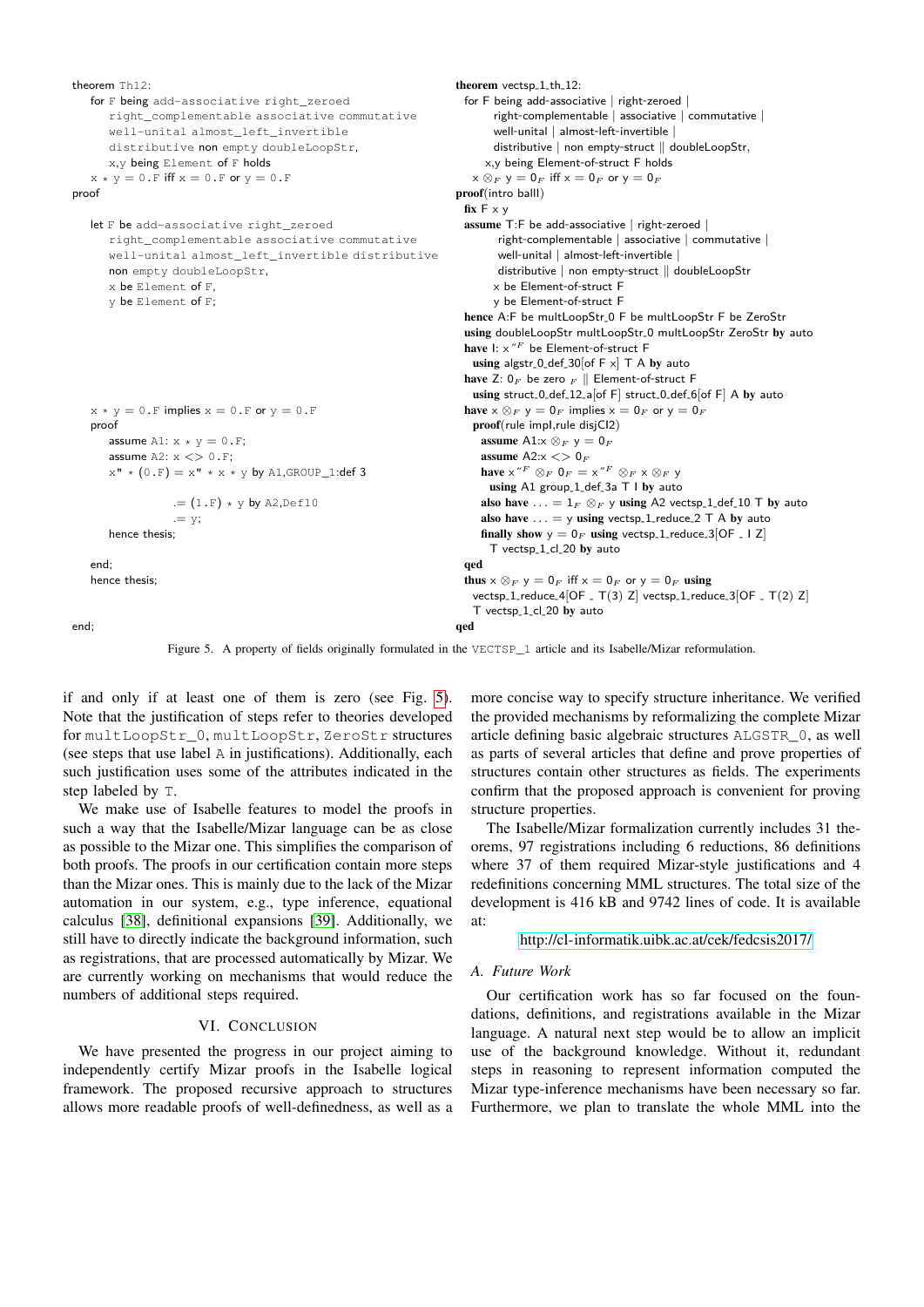```
theorem Th12:
   for F being add-associative right_zeroed
      right_complementable associative commutative
      well-unital almost_left_invertible
      distributive non empty doubleLoopStr,
      x,y being Element of F holds
   x * y = 0.F iff x = 0.F or y = 0.F
proof

   let F be add-associative right_zeroed
      right_complementable associative commutative
      well-unital almost_left_invertible distributive
      non empty doubleLoopStr,
      x be Element of F,
      y be Element of F;







   x * y = 0.F implies x = 0.F or y = 0.F
   proof
      assume A1: x * y = 0.F;
      assume A2: x <> 0.F;
      x" * (0.F) = x" * x * y by A1,GROUP_1:def 3

               .= (1.F) * y by A2,Def10
               .= y;
      hence thesis;

   end;
   hence thesis;


end;
```

```
theorem vectsp_1_th_12:
  for F being add-associative | right-zeroed |
        right-complementable | associative | commutative |
        well-unital | almost-left-invertible |
        distributive | non empty-struct || doubleLoopStr,
      x,y being Element-of-struct F holds
   x ⊗F y = 0F iff x = 0F or y = 0F
proof(intro ballI)
  fix F x y
  assume T:F be add-associative | right-zeroed |
         right-complementable | associative | commutative |
         well-unital | almost-left-invertible |
         distributive | non empty-struct || doubleLoopStr
         x be Element-of-struct F
         y be Element-of-struct F
  hence A:F be multLoopStr_0 F be multLoopStr F be ZeroStr
  using doubleLoopStr multLoopStr_0 multLoopStr ZeroStr by auto
  have I: x"F be Element-of-struct F
    using algstr_0_def_30[of F x] T A by auto
  have Z: 0F be zero F || Element-of-struct F
    using struct_0_def_12_a[of F] struct_0_def_6[of F] A by auto
  have x ⊗F y = 0F implies x = 0F or y = 0F
    proof(rule impI,rule disjCI2)
      assume A1:x ⊗F y = 0F
      assume A2:x <> 0F
      have x"F ⊗F 0F = x"F ⊗F x ⊗F y
        using A1 group_1_def_3a T I by auto
      also have ... = 1F ⊗F y using A2 vectsp_1_def_10 T by auto
      also have ... = y using vectsp_1_reduce_2 T A by auto
      finally show y = 0F using vectsp_1_reduce_3[OF _ I Z]
        T vectsp_1_cl_20 by auto
    qed
  thus x ⊗F y = 0F iff x = 0F or y = 0F using
    vectsp_1_reduce_4[OF _ T(3) Z] vectsp_1_reduce_3[OF _ T(2) Z]
    T vectsp_1_cl_20 by auto
qed
```

Figure 5. A property of fields originally formulated in the VECTSP_1 article and its Isabelle/Mizar reformulation.

if and only if at least one of them is zero (see Fig. 5). Note that the justification of steps refer to theories developed for multLoopStr_0, multLoopStr, ZeroStr structures (see steps that use label A in justifications). Additionally, each such justification uses some of the attributes indicated in the step labeled by T.

We make use of Isabelle features to model the proofs in such a way that the Isabelle/Mizar language can be as close as possible to the Mizar one. This simplifies the comparison of both proofs. The proofs in our certification contain more steps than the Mizar ones. This is mainly due to the lack of the Mizar automation in our system, e.g., type inference, equational calculus [38], definitional expansions [39]. Additionally, we still have to directly indicate the background information, such as registrations, that are processed automatically by Mizar. We are currently working on mechanisms that would reduce the numbers of additional steps required.

## VI. Conclusion

We have presented the progress in our project aiming to independently certify Mizar proofs in the Isabelle logical framework. The proposed recursive approach to structures allows more readable proofs of well-definedness, as well as a more concise way to specify structure inheritance. We verified the provided mechanisms by reformalizing the complete Mizar article defining basic algebraic structures ALGSTR_0, as well as parts of several articles that define and prove properties of structures contain other structures as fields. The experiments confirm that the proposed approach is convenient for proving structure properties.

The Isabelle/Mizar formalization currently includes 31 theorems, 97 registrations including 6 reductions, 86 definitions where 37 of them required Mizar-style justifications and 4 redefinitions concerning MML structures. The total size of the development is 416 kB and 9742 lines of code. It is available at:

http://cl-informatik.uibk.ac.at/cek/fedcsis2017/

### A. Future Work

Our certification work has so far focused on the foundations, definitions, and registrations available in the Mizar language. A natural next step would be to allow an implicit use of the background knowledge. Without it, redundant steps in reasoning to represent information computed the Mizar type-inference mechanisms have been necessary so far. Furthermore, we plan to translate the whole MML into the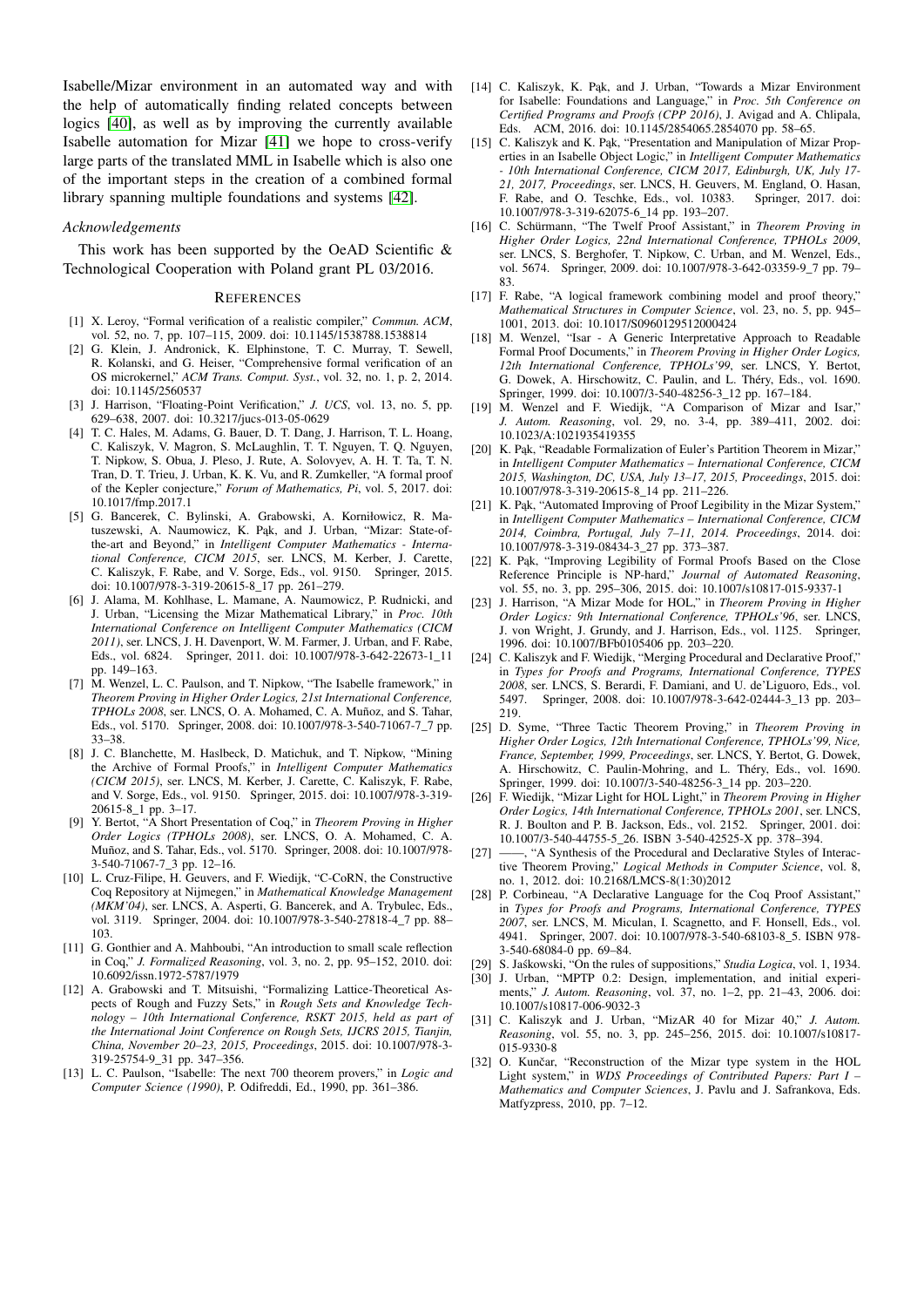Isabelle/Mizar environment in an automated way and with the help of automatically finding related concepts between logics [40], as well as by improving the currently available Isabelle automation for Mizar [41] we hope to cross-verify large parts of the translated MML in Isabelle which is also one of the important steps in the creation of a combined formal library spanning multiple foundations and systems [42].

### *Acknowledgements*

This work has been supported by the OeAD Scientific & Technological Cooperation with Poland grant PL 03/2016.

## References

[1] X. Leroy, "Formal verification of a realistic compiler," *Commun. ACM*, vol. 52, no. 7, pp. 107–115, 2009. doi: 10.1145/1538788.1538814

[2] G. Klein, J. Andronick, K. Elphinstone, T. C. Murray, T. Sewell, R. Kolanski, and G. Heiser, "Comprehensive formal verification of an OS microkernel," *ACM Trans. Comput. Syst.*, vol. 32, no. 1, p. 2, 2014. doi: 10.1145/2560537

[3] J. Harrison, "Floating-Point Verification," *J. UCS*, vol. 13, no. 5, pp. 629–638, 2007. doi: 10.3217/jucs-013-05-0629

[4] T. C. Hales, M. Adams, G. Bauer, D. T. Dang, J. Harrison, T. L. Hoang, C. Kaliszyk, V. Magron, S. McLaughlin, T. T. Nguyen, T. Q. Nguyen, T. Nipkow, S. Obua, J. Pleso, J. Rute, A. Solovyev, A. H. T. Ta, T. N. Tran, D. T. Trieu, J. Urban, K. K. Vu, and R. Zumkeller, "A formal proof of the Kepler conjecture," *Forum of Mathematics, Pi*, vol. 5, 2017. doi: 10.1017/fmp.2017.1

[5] G. Bancerek, C. Bylinski, A. Grabowski, A. Korniłowicz, R. Matuszewski, A. Naumowicz, K. Pąk, and J. Urban, "Mizar: State-of-the-art and Beyond," in *Intelligent Computer Mathematics - International Conference, CICM 2015*, ser. LNCS, M. Kerber, J. Carette, C. Kaliszyk, F. Rabe, and V. Sorge, Eds., vol. 9150. Springer, 2015. doi: 10.1007/978-3-319-20615-8_17 pp. 261–279.

[6] J. Alama, M. Kohlhase, L. Mamane, A. Naumowicz, P. Rudnicki, and J. Urban, "Licensing the Mizar Mathematical Library," in *Proc. 10th International Conference on Intelligent Computer Mathematics (CICM 2011)*, ser. LNCS, J. H. Davenport, W. M. Farmer, J. Urban, and F. Rabe, Eds., vol. 6824. Springer, 2011. doi: 10.1007/978-3-642-22673-1_11 pp. 149–163.

[7] M. Wenzel, L. C. Paulson, and T. Nipkow, "The Isabelle framework," in *Theorem Proving in Higher Order Logics, 21st International Conference, TPHOLs 2008*, ser. LNCS, O. A. Mohamed, C. A. Muñoz, and S. Tahar, Eds., vol. 5170. Springer, 2008. doi: 10.1007/978-3-540-71067-7_7 pp. 33–38.

[8] J. C. Blanchette, M. Haslbeck, D. Matichuk, and T. Nipkow, "Mining the Archive of Formal Proofs," in *Intelligent Computer Mathematics (CICM 2015)*, ser. LNCS, M. Kerber, J. Carette, C. Kaliszyk, F. Rabe, and V. Sorge, Eds., vol. 9150. Springer, 2015. doi: 10.1007/978-3-319-20615-8_1 pp. 3–17.

[9] Y. Bertot, "A Short Presentation of Coq," in *Theorem Proving in Higher Order Logics (TPHOLs 2008)*, ser. LNCS, O. A. Mohamed, C. A. Muñoz, and S. Tahar, Eds., vol. 5170. Springer, 2008. doi: 10.1007/978-3-540-71067-7_3 pp. 12–16.

[10] L. Cruz-Filipe, H. Geuvers, and F. Wiedijk, "C-CoRN, the Constructive Coq Repository at Nijmegen," in *Mathematical Knowledge Management (MKM'04)*, ser. LNCS, A. Asperti, G. Bancerek, and A. Trybulec, Eds., vol. 3119. Springer, 2004. doi: 10.1007/978-3-540-27818-4_7 pp. 88–103.

[11] G. Gonthier and A. Mahboubi, "An introduction to small scale reflection in Coq," *J. Formalized Reasoning*, vol. 3, no. 2, pp. 95–152, 2010. doi: 10.6092/issn.1972-5787/1979

[12] A. Grabowski and T. Mitsuishi, "Formalizing Lattice-Theoretical Aspects of Rough and Fuzzy Sets," in *Rough Sets and Knowledge Technology – 10th International Conference, RSKT 2015, held as part of the International Joint Conference on Rough Sets, IJCRS 2015, Tianjin, China, November 20–23, 2015, Proceedings*, 2015. doi: 10.1007/978-3-319-25754-9_31 pp. 347–356.

[13] L. C. Paulson, "Isabelle: The next 700 theorem provers," in *Logic and Computer Science (1990)*, P. Odifreddi, Ed., 1990, pp. 361–386.

[14] C. Kaliszyk, K. Pąk, and J. Urban, "Towards a Mizar Environment for Isabelle: Foundations and Language," in *Proc. 5th Conference on Certified Programs and Proofs (CPP 2016)*, J. Avigad and A. Chlipala, Eds. ACM, 2016. doi: 10.1145/2854065.2854070 pp. 58–65.

[15] C. Kaliszyk and K. Pąk, "Presentation and Manipulation of Mizar Properties in an Isabelle Object Logic," in *Intelligent Computer Mathematics - 10th International Conference, CICM 2017, Edinburgh, UK, July 17-21, 2017, Proceedings*, ser. LNCS, H. Geuvers, M. England, O. Hasan, F. Rabe, and O. Teschke, Eds., vol. 10383. Springer, 2017. doi: 10.1007/978-3-319-62075-6_14 pp. 193–207.

[16] C. Schürmann, "The Twelf Proof Assistant," in *Theorem Proving in Higher Order Logics, 22nd International Conference, TPHOLs 2009*, ser. LNCS, S. Berghofer, T. Nipkow, C. Urban, and M. Wenzel, Eds., vol. 5674. Springer, 2009. doi: 10.1007/978-3-642-03359-9_7 pp. 79–83.

[17] F. Rabe, "A logical framework combining model and proof theory," *Mathematical Structures in Computer Science*, vol. 23, no. 5, pp. 945–1001, 2013. doi: 10.1017/S0960129512000424

[18] M. Wenzel, "Isar - A Generic Interpretative Approach to Readable Formal Proof Documents," in *Theorem Proving in Higher Order Logics, 12th International Conference, TPHOLs'99*, ser. LNCS, Y. Bertot, G. Dowek, A. Hirschowitz, C. Paulin, and L. Théry, Eds., vol. 1690. Springer, 1999. doi: 10.1007/3-540-48256-3_12 pp. 167–184.

[19] M. Wenzel and F. Wiedijk, "A Comparison of Mizar and Isar," *J. Autom. Reasoning*, vol. 29, no. 3-4, pp. 389–411, 2002. doi: 10.1023/A:1021935419355

[20] K. Pąk, "Readable Formalization of Euler's Partition Theorem in Mizar," in *Intelligent Computer Mathematics – International Conference, CICM 2015, Washington, DC, USA, July 13–17, 2015, Proceedings*, 2015. doi: 10.1007/978-3-319-20615-8_14 pp. 211–226.

[21] K. Pąk, "Automated Improving of Proof Legibility in the Mizar System," in *Intelligent Computer Mathematics – International Conference, CICM 2014, Coimbra, Portugal, July 7–11, 2014. Proceedings*, 2014. doi: 10.1007/978-3-319-08434-3_27 pp. 373–387.

[22] K. Pąk, "Improving Legibility of Formal Proofs Based on the Close Reference Principle is NP-hard," *Journal of Automated Reasoning*, vol. 55, no. 3, pp. 295–306, 2015. doi: 10.1007/s10817-015-9337-1

[23] J. Harrison, "A Mizar Mode for HOL," in *Theorem Proving in Higher Order Logics: 9th International Conference, TPHOLs'96*, ser. LNCS, J. von Wright, J. Grundy, and J. Harrison, Eds., vol. 1125. Springer, 1996. doi: 10.1007/BFb0105406 pp. 203–220.

[24] C. Kaliszyk and F. Wiedijk, "Merging Procedural and Declarative Proof," in *Types for Proofs and Programs, International Conference, TYPES 2008*, ser. LNCS, S. Berardi, F. Damiani, and U. de'Liguoro, Eds., vol. 5497. Springer, 2008. doi: 10.1007/978-3-642-02444-3_13 pp. 203–219.

[25] D. Syme, "Three Tactic Theorem Proving," in *Theorem Proving in Higher Order Logics, 12th International Conference, TPHOLs'99, Nice, France, September, 1999, Proceedings*, ser. LNCS, Y. Bertot, G. Dowek, A. Hirschowitz, C. Paulin-Mohring, and L. Théry, Eds., vol. 1690. Springer, 1999. doi: 10.1007/3-540-48256-3_14 pp. 203–220.

[26] F. Wiedijk, "Mizar Light for HOL Light," in *Theorem Proving in Higher Order Logics, 14th International Conference, TPHOLs 2001*, ser. LNCS, R. J. Boulton and P. B. Jackson, Eds., vol. 2152. Springer, 2001. doi: 10.1007/3-540-44755-5_26. ISBN 3-540-42525-X pp. 378–394.

[27] ——, "A Synthesis of the Procedural and Declarative Styles of Interactive Theorem Proving," *Logical Methods in Computer Science*, vol. 8, no. 1, 2012. doi: 10.2168/LMCS-8(1:30)2012

[28] P. Corbineau, "A Declarative Language for the Coq Proof Assistant," in *Types for Proofs and Programs, International Conference, TYPES 2007*, ser. LNCS, M. Miculan, I. Scagnetto, and F. Honsell, Eds., vol. 4941. Springer, 2007. doi: 10.1007/978-3-540-68103-8_5. ISBN 978-3-540-68084-0 pp. 69–84.

[29] S. Jaśkowski, "On the rules of suppositions," *Studia Logica*, vol. 1, 1934.

[30] J. Urban, "MPTP 0.2: Design, implementation, and initial experiments," *J. Autom. Reasoning*, vol. 37, no. 1–2, pp. 21–43, 2006. doi: 10.1007/s10817-006-9032-3

[31] C. Kaliszyk and J. Urban, "MizAR 40 for Mizar 40," *J. Autom. Reasoning*, vol. 55, no. 3, pp. 245–256, 2015. doi: 10.1007/s10817-015-9330-8

[32] O. Kunčar, "Reconstruction of the Mizar type system in the HOL Light system," in *WDS Proceedings of Contributed Papers: Part I – Mathematics and Computer Sciences*, J. Pavlu and J. Safrankova, Eds. Matfyzpress, 2010, pp. 7–12.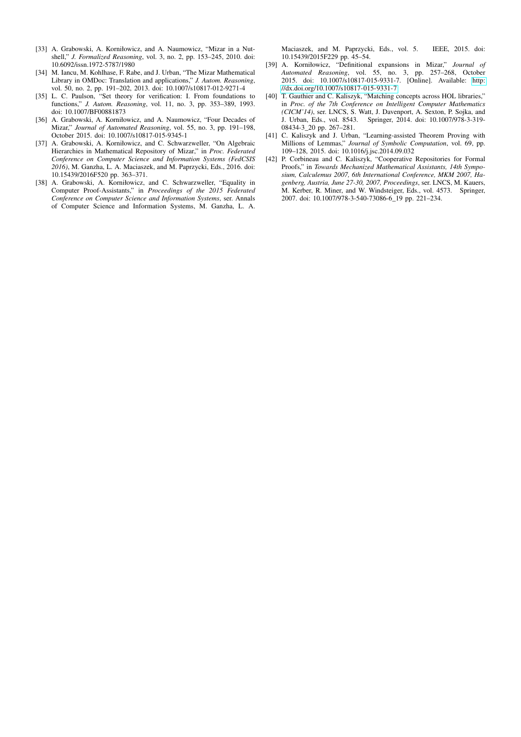[33] A. Grabowski, A. Korniłowicz, and A. Naumowicz, "Mizar in a Nutshell," *J. Formalized Reasoning*, vol. 3, no. 2, pp. 153–245, 2010. doi: 10.6092/issn.1972-5787/1980

[34] M. Iancu, M. Kohlhase, F. Rabe, and J. Urban, "The Mizar Mathematical Library in OMDoc: Translation and applications," *J. Autom. Reasoning*, vol. 50, no. 2, pp. 191–202, 2013. doi: 10.1007/s10817-012-9271-4

[35] L. C. Paulson, "Set theory for verification: I. From foundations to functions," *J. Autom. Reasoning*, vol. 11, no. 3, pp. 353–389, 1993. doi: 10.1007/BF00881873

[36] A. Grabowski, A. Korniłowicz, and A. Naumowicz, "Four Decades of Mizar," *Journal of Automated Reasoning*, vol. 55, no. 3, pp. 191–198, October 2015. doi: 10.1007/s10817-015-9345-1

[37] A. Grabowski, A. Korniłowicz, and C. Schwarzweller, "On Algebraic Hierarchies in Mathematical Repository of Mizar," in *Proc. Federated Conference on Computer Science and Information Systems (FedCSIS 2016)*, M. Ganzha, L. A. Maciaszek, and M. Paprzycki, Eds., 2016. doi: 10.15439/2016F520 pp. 363–371.

[38] A. Grabowski, A. Korniłowicz, and C. Schwarzweller, "Equality in Computer Proof-Assistants," in *Proceedings of the 2015 Federated Conference on Computer Science and Information Systems*, ser. Annals of Computer Science and Information Systems, M. Ganzha, L. A. Maciaszek, and M. Paprzycki, Eds., vol. 5. IEEE, 2015. doi: 10.15439/2015F229 pp. 45–54.

[39] A. Korniłowicz, "Definitional expansions in Mizar," *Journal of Automated Reasoning*, vol. 55, no. 3, pp. 257–268, October 2015. doi: 10.1007/s10817-015-9331-7. [Online]. Available: http://dx.doi.org/10.1007/s10817-015-9331-7

[40] T. Gauthier and C. Kaliszyk, "Matching concepts across HOL libraries," in *Proc. of the 7th Conference on Intelligent Computer Mathematics (CICM'14)*, ser. LNCS, S. Watt, J. Davenport, A. Sexton, P. Sojka, and J. Urban, Eds., vol. 8543. Springer, 2014. doi: 10.1007/978-3-319-08434-3_20 pp. 267–281.

[41] C. Kaliszyk and J. Urban, "Learning-assisted Theorem Proving with Millions of Lemmas," *Journal of Symbolic Computation*, vol. 69, pp. 109–128, 2015. doi: 10.1016/j.jsc.2014.09.032

[42] P. Corbineau and C. Kaliszyk, "Cooperative Repositories for Formal Proofs," in *Towards Mechanized Mathematical Assistants, 14th Symposium, Calculemus 2007, 6th International Conference, MKM 2007, Hagenberg, Austria, June 27-30, 2007, Proceedings*, ser. LNCS, M. Kauers, M. Kerber, R. Miner, and W. Windsteiger, Eds., vol. 4573. Springer, 2007. doi: 10.1007/978-3-540-73086-6_19 pp. 221–234.